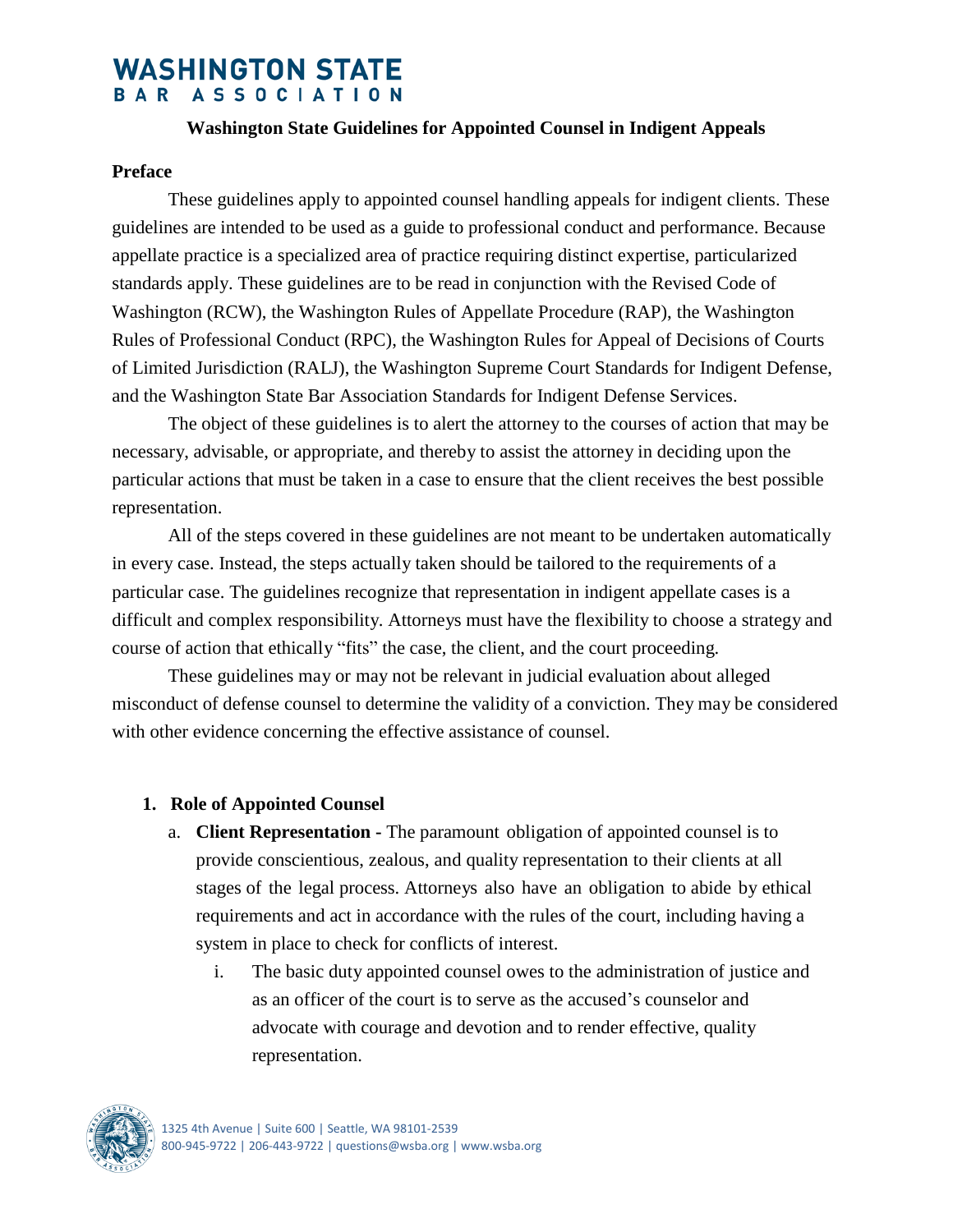# WASHINGTON STATE BAR ASSOCIATION

## Washington State Guidelines for Appointed Counsel in Indigent Appeals

### Preface

These guidelines apply to appointed counsel handling appeals for indigent clients. These guidelines are intended to be used as a guide to professional conduct and performance. Because appellate practice is a specialized area of practice requiring distinct expertise, particularized standards apply. These guidelines are to be read in conjunction with the Revised Code of Washington (RCW), the Washington Rules of Appellate Procedure (RAP), the Washington Rules of Professional Conduct (RPC), the Washington Rules for Appeal of Decisions of Courts of Limited Jurisdiction (RALJ), the Washington Supreme Court Standards for Indigent Defense, and the Washington State Bar Association Standards for Indigent Defense Services.

The object of these guidelines is to alert the attorney to the courses of action that may be necessary, advisable, or appropriate, and thereby to assist the attorney in deciding upon the particular actions that must be taken in a case to ensure that the client receives the best possible representation.

All of the steps covered in these guidelines are not meant to be undertaken automatically in every case. Instead, the steps actually taken should be tailored to the requirements of a particular case. The guidelines recognize that representation in indigent appellate cases is a difficult and complex responsibility. Attorneys must have the flexibility to choose a strategy and course of action that ethically "fits" the case, the client, and the court proceeding.

These guidelines may or may not be relevant in judicial evaluation about alleged misconduct of defense counsel to determine the validity of a conviction. They may be considered with other evidence concerning the effective assistance of counsel.

1. **Role of Appointed Counsel**
   a. **Client Representation -** The paramount obligation of appointed counsel is to provide conscientious, zealous, and quality representation to their clients at all stages of the legal process. Attorneys also have an obligation to abide by ethical requirements and act in accordance with the rules of the court, including having a system in place to check for conflicts of interest.
      i. The basic duty appointed counsel owes to the administration of justice and as an officer of the court is to serve as the accused's counselor and advocate with courage and devotion and to render effective, quality representation.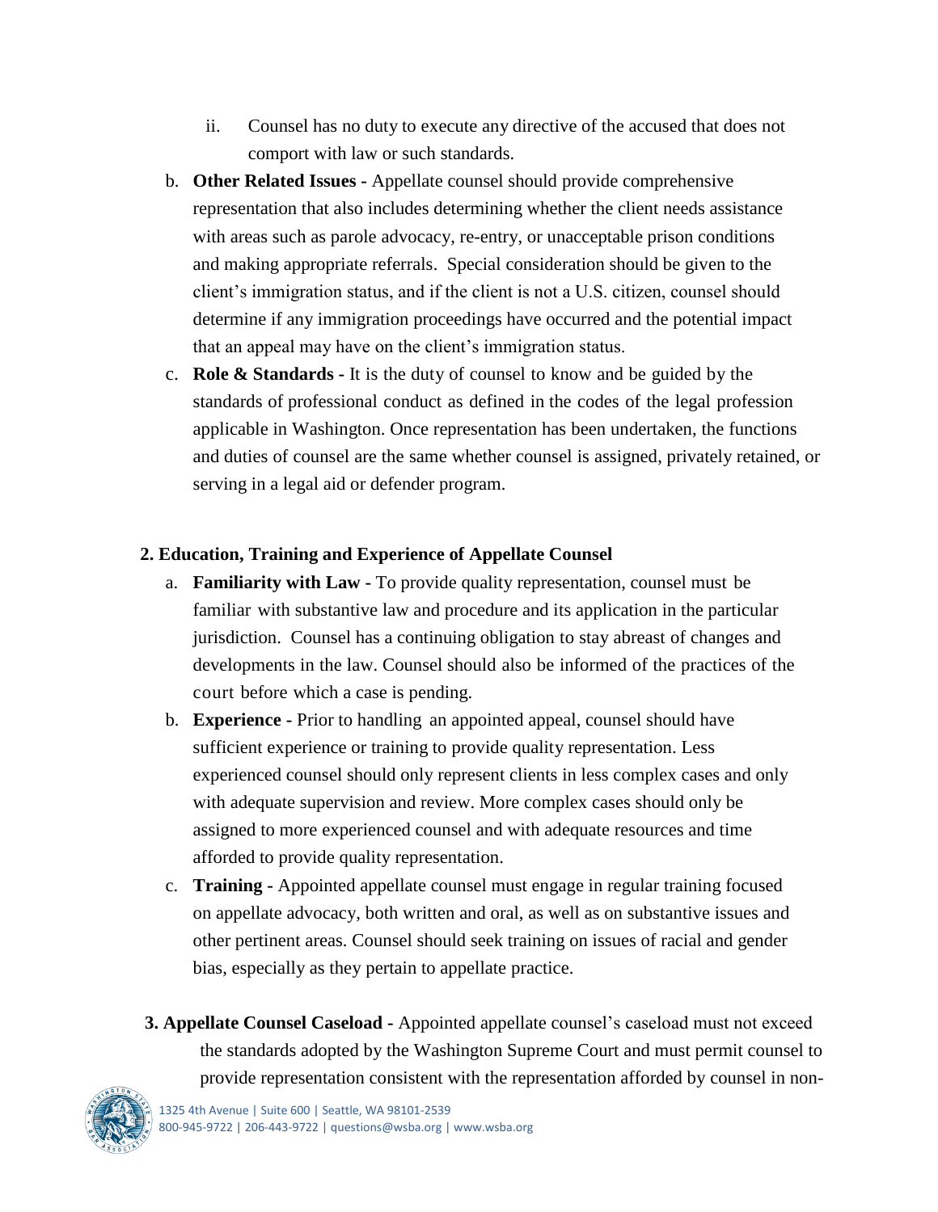ii. Counsel has no duty to execute any directive of the accused that does not comport with law or such standards.

b. **Other Related Issues -** Appellate counsel should provide comprehensive representation that also includes determining whether the client needs assistance with areas such as parole advocacy, re-entry, or unacceptable prison conditions and making appropriate referrals. Special consideration should be given to the client's immigration status, and if the client is not a U.S. citizen, counsel should determine if any immigration proceedings have occurred and the potential impact that an appeal may have on the client's immigration status.

c. **Role & Standards -** It is the duty of counsel to know and be guided by the standards of professional conduct as defined in the codes of the legal profession applicable in Washington. Once representation has been undertaken, the functions and duties of counsel are the same whether counsel is assigned, privately retained, or serving in a legal aid or defender program.

**2. Education, Training and Experience of Appellate Counsel**

a. **Familiarity with Law -** To provide quality representation, counsel must be familiar with substantive law and procedure and its application in the particular jurisdiction. Counsel has a continuing obligation to stay abreast of changes and developments in the law. Counsel should also be informed of the practices of the court before which a case is pending.

b. **Experience -** Prior to handling an appointed appeal, counsel should have sufficient experience or training to provide quality representation. Less experienced counsel should only represent clients in less complex cases and only with adequate supervision and review. More complex cases should only be assigned to more experienced counsel and with adequate resources and time afforded to provide quality representation.

c. **Training -** Appointed appellate counsel must engage in regular training focused on appellate advocacy, both written and oral, as well as on substantive issues and other pertinent areas. Counsel should seek training on issues of racial and gender bias, especially as they pertain to appellate practice.

**3. Appellate Counsel Caseload -** Appointed appellate counsel's caseload must not exceed the standards adopted by the Washington Supreme Court and must permit counsel to provide representation consistent with the representation afforded by counsel in non-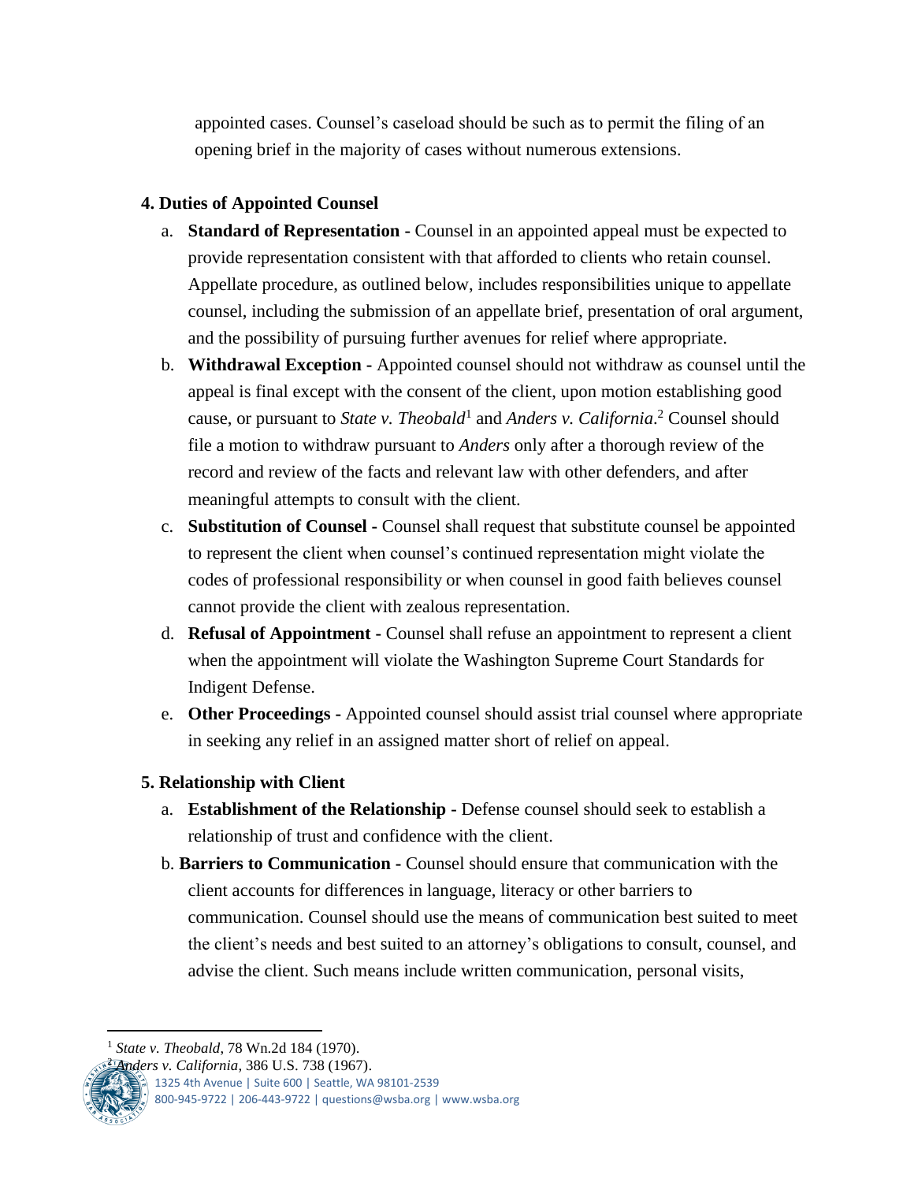appointed cases. Counsel's caseload should be such as to permit the filing of an opening brief in the majority of cases without numerous extensions.

**4. Duties of Appointed Counsel**

a. **Standard of Representation -** Counsel in an appointed appeal must be expected to provide representation consistent with that afforded to clients who retain counsel. Appellate procedure, as outlined below, includes responsibilities unique to appellate counsel, including the submission of an appellate brief, presentation of oral argument, and the possibility of pursuing further avenues for relief where appropriate.

b. **Withdrawal Exception -** Appointed counsel should not withdraw as counsel until the appeal is final except with the consent of the client, upon motion establishing good cause, or pursuant to *State v. Theobald*[1] and *Anders v. California*.[2] Counsel should file a motion to withdraw pursuant to *Anders* only after a thorough review of the record and review of the facts and relevant law with other defenders, and after meaningful attempts to consult with the client.

c. **Substitution of Counsel -** Counsel shall request that substitute counsel be appointed to represent the client when counsel's continued representation might violate the codes of professional responsibility or when counsel in good faith believes counsel cannot provide the client with zealous representation.

d. **Refusal of Appointment -** Counsel shall refuse an appointment to represent a client when the appointment will violate the Washington Supreme Court Standards for Indigent Defense.

e. **Other Proceedings -** Appointed counsel should assist trial counsel where appropriate in seeking any relief in an assigned matter short of relief on appeal.

**5. Relationship with Client**

a. **Establishment of the Relationship -** Defense counsel should seek to establish a relationship of trust and confidence with the client.

b. **Barriers to Communication -** Counsel should ensure that communication with the client accounts for differences in language, literacy or other barriers to communication. Counsel should use the means of communication best suited to meet the client's needs and best suited to an attorney's obligations to consult, counsel, and advise the client. Such means include written communication, personal visits,

---

[1] *State v. Theobald*, 78 Wn.2d 184 (1970).

[2] *Anders v. California*, 386 U.S. 738 (1967).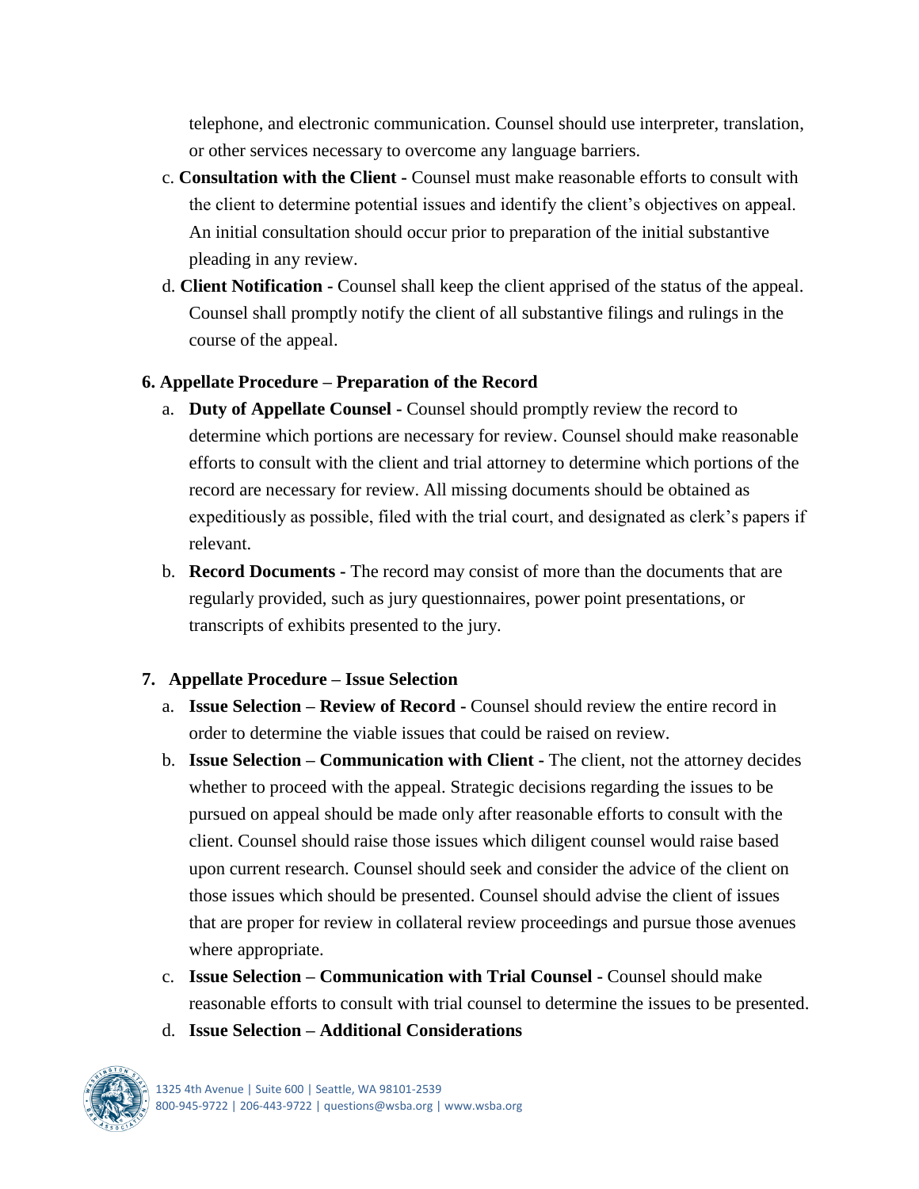telephone, and electronic communication. Counsel should use interpreter, translation, or other services necessary to overcome any language barriers.

c. **Consultation with the Client -** Counsel must make reasonable efforts to consult with the client to determine potential issues and identify the client's objectives on appeal. An initial consultation should occur prior to preparation of the initial substantive pleading in any review.

d. **Client Notification -** Counsel shall keep the client apprised of the status of the appeal. Counsel shall promptly notify the client of all substantive filings and rulings in the course of the appeal.

**6. Appellate Procedure – Preparation of the Record**

a. **Duty of Appellate Counsel -** Counsel should promptly review the record to determine which portions are necessary for review. Counsel should make reasonable efforts to consult with the client and trial attorney to determine which portions of the record are necessary for review. All missing documents should be obtained as expeditiously as possible, filed with the trial court, and designated as clerk's papers if relevant.

b. **Record Documents -** The record may consist of more than the documents that are regularly provided, such as jury questionnaires, power point presentations, or transcripts of exhibits presented to the jury.

**7. Appellate Procedure – Issue Selection**

a. **Issue Selection – Review of Record -** Counsel should review the entire record in order to determine the viable issues that could be raised on review.

b. **Issue Selection – Communication with Client -** The client, not the attorney decides whether to proceed with the appeal. Strategic decisions regarding the issues to be pursued on appeal should be made only after reasonable efforts to consult with the client. Counsel should raise those issues which diligent counsel would raise based upon current research. Counsel should seek and consider the advice of the client on those issues which should be presented. Counsel should advise the client of issues that are proper for review in collateral review proceedings and pursue those avenues where appropriate.

c. **Issue Selection – Communication with Trial Counsel -** Counsel should make reasonable efforts to consult with trial counsel to determine the issues to be presented.

d. **Issue Selection – Additional Considerations**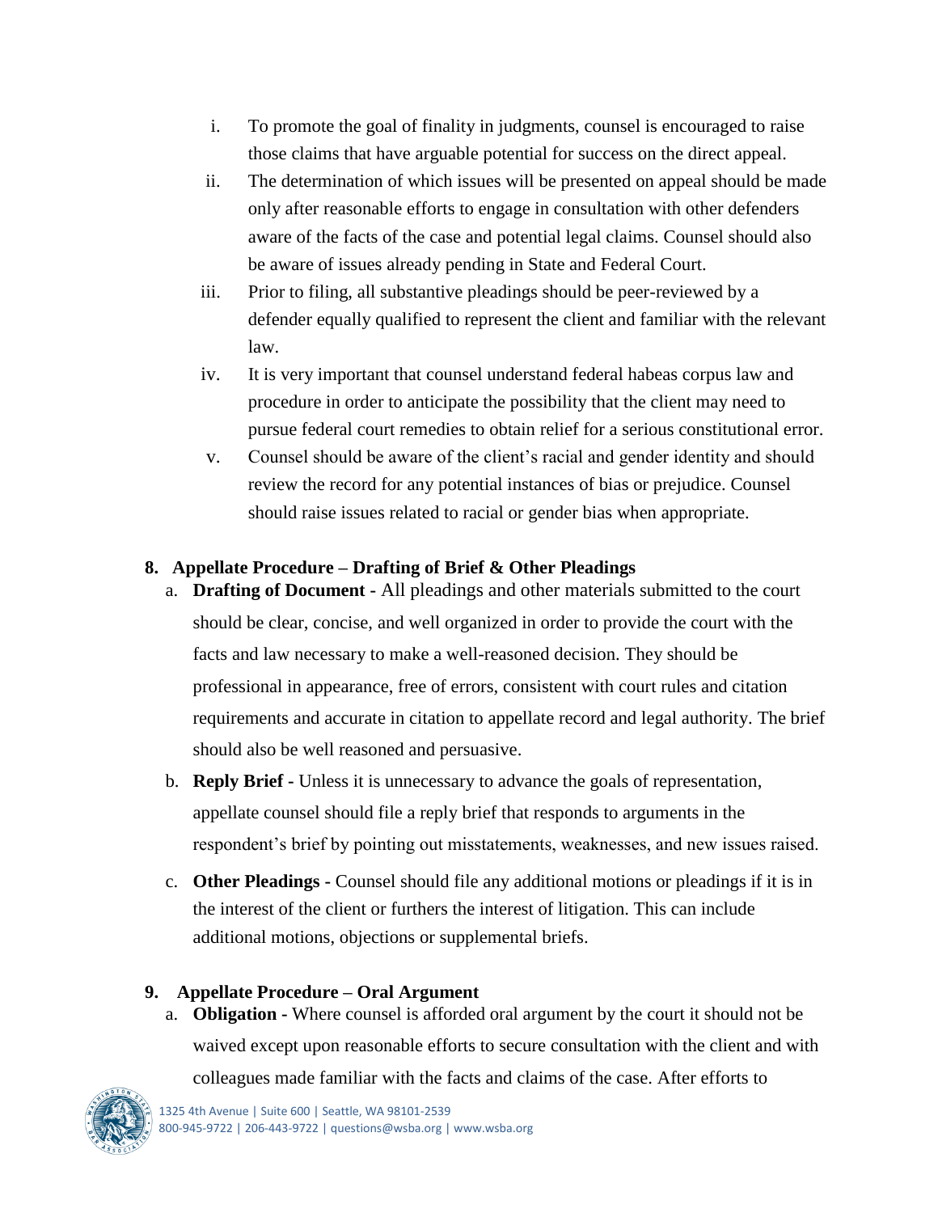i. To promote the goal of finality in judgments, counsel is encouraged to raise those claims that have arguable potential for success on the direct appeal.

ii. The determination of which issues will be presented on appeal should be made only after reasonable efforts to engage in consultation with other defenders aware of the facts of the case and potential legal claims. Counsel should also be aware of issues already pending in State and Federal Court.

iii. Prior to filing, all substantive pleadings should be peer-reviewed by a defender equally qualified to represent the client and familiar with the relevant law.

iv. It is very important that counsel understand federal habeas corpus law and procedure in order to anticipate the possibility that the client may need to pursue federal court remedies to obtain relief for a serious constitutional error.

v. Counsel should be aware of the client's racial and gender identity and should review the record for any potential instances of bias or prejudice. Counsel should raise issues related to racial or gender bias when appropriate.

**8. Appellate Procedure – Drafting of Brief & Other Pleadings**

a. **Drafting of Document -** All pleadings and other materials submitted to the court should be clear, concise, and well organized in order to provide the court with the facts and law necessary to make a well-reasoned decision. They should be professional in appearance, free of errors, consistent with court rules and citation requirements and accurate in citation to appellate record and legal authority. The brief should also be well reasoned and persuasive.

b. **Reply Brief -** Unless it is unnecessary to advance the goals of representation, appellate counsel should file a reply brief that responds to arguments in the respondent's brief by pointing out misstatements, weaknesses, and new issues raised.

c. **Other Pleadings -** Counsel should file any additional motions or pleadings if it is in the interest of the client or furthers the interest of litigation. This can include additional motions, objections or supplemental briefs.

**9. Appellate Procedure – Oral Argument**

a. **Obligation -** Where counsel is afforded oral argument by the court it should not be waived except upon reasonable efforts to secure consultation with the client and with colleagues made familiar with the facts and claims of the case. After efforts to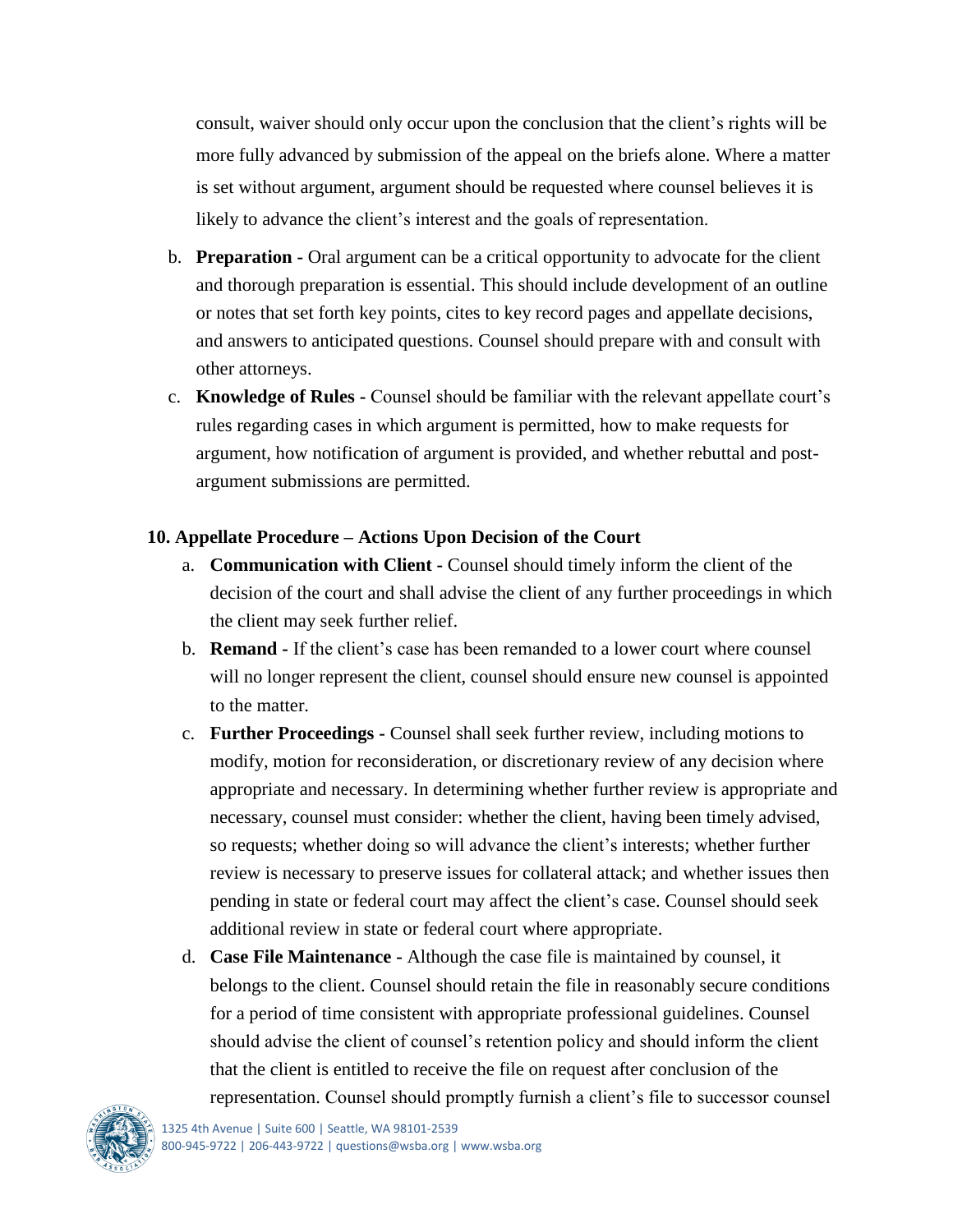consult, waiver should only occur upon the conclusion that the client's rights will be more fully advanced by submission of the appeal on the briefs alone. Where a matter is set without argument, argument should be requested where counsel believes it is likely to advance the client's interest and the goals of representation.

b. **Preparation -** Oral argument can be a critical opportunity to advocate for the client and thorough preparation is essential. This should include development of an outline or notes that set forth key points, cites to key record pages and appellate decisions, and answers to anticipated questions. Counsel should prepare with and consult with other attorneys.

c. **Knowledge of Rules -** Counsel should be familiar with the relevant appellate court's rules regarding cases in which argument is permitted, how to make requests for argument, how notification of argument is provided, and whether rebuttal and post-argument submissions are permitted.

**10. Appellate Procedure – Actions Upon Decision of the Court**

a. **Communication with Client -** Counsel should timely inform the client of the decision of the court and shall advise the client of any further proceedings in which the client may seek further relief.

b. **Remand -** If the client's case has been remanded to a lower court where counsel will no longer represent the client, counsel should ensure new counsel is appointed to the matter.

c. **Further Proceedings -** Counsel shall seek further review, including motions to modify, motion for reconsideration, or discretionary review of any decision where appropriate and necessary. In determining whether further review is appropriate and necessary, counsel must consider: whether the client, having been timely advised, so requests; whether doing so will advance the client's interests; whether further review is necessary to preserve issues for collateral attack; and whether issues then pending in state or federal court may affect the client's case. Counsel should seek additional review in state or federal court where appropriate.

d. **Case File Maintenance -** Although the case file is maintained by counsel, it belongs to the client. Counsel should retain the file in reasonably secure conditions for a period of time consistent with appropriate professional guidelines. Counsel should advise the client of counsel's retention policy and should inform the client that the client is entitled to receive the file on request after conclusion of the representation. Counsel should promptly furnish a client's file to successor counsel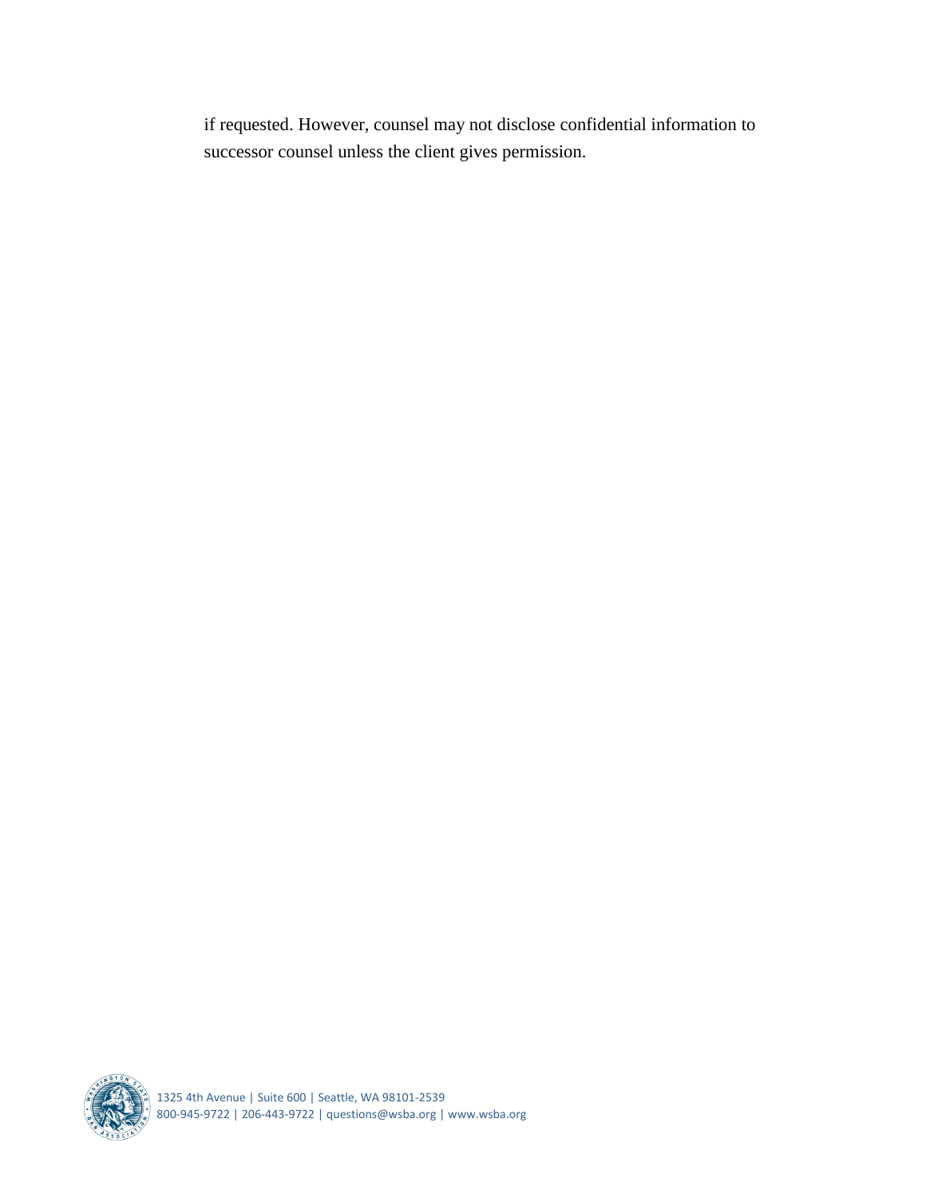if requested. However, counsel may not disclose confidential information to successor counsel unless the client gives permission.